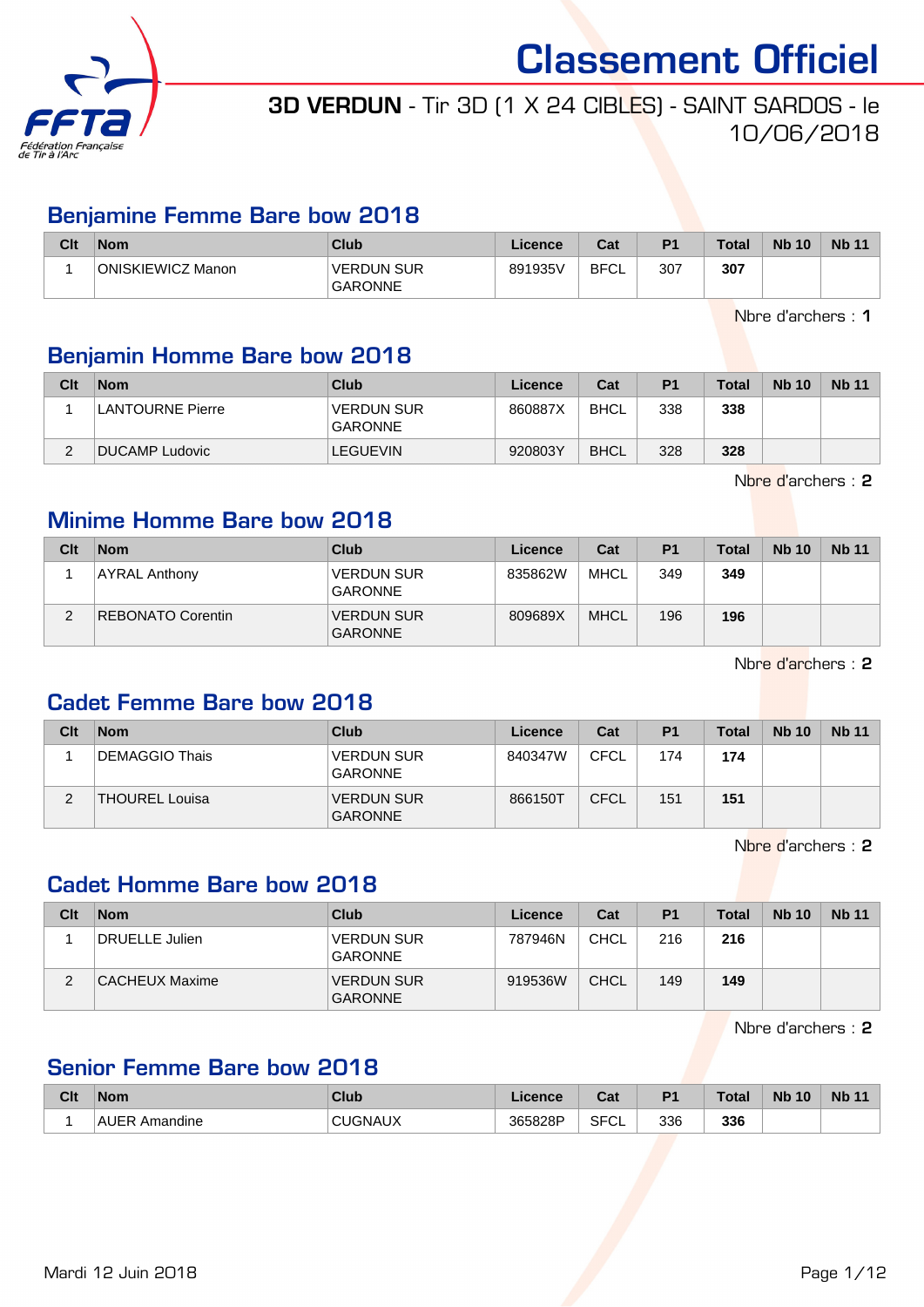# Classement Officiel

**3D VERDUN** - Tir 3D (1 X 24 CIBLES) - SAINT SARDOS - le 10/06/2018

## Benjamine Femme Bare bow 2018

| Clt | Nom | Club | Licence | Cat | P1 | Total | Nb 10 | Nb 11 |
|---|---|---|---|---|---|---|---|---|
| 1 | ONISKIEWICZ Manon | VERDUN SUR GARONNE | 891935V | BFCL | 307 | **307** | | |

Nbre d'archers : **1**

## Benjamin Homme Bare bow 2018

| Clt | Nom | Club | Licence | Cat | P1 | Total | Nb 10 | Nb 11 |
|---|---|---|---|---|---|---|---|---|
| 1 | LANTOURNE Pierre | VERDUN SUR GARONNE | 860887X | BHCL | 338 | **338** | | |
| 2 | DUCAMP Ludovic | LEGUEVIN | 920803Y | BHCL | 328 | **328** | | |

Nbre d'archers : **2**

## Minime Homme Bare bow 2018

| Clt | Nom | Club | Licence | Cat | P1 | Total | Nb 10 | Nb 11 |
|---|---|---|---|---|---|---|---|---|
| 1 | AYRAL Anthony | VERDUN SUR GARONNE | 835862W | MHCL | 349 | **349** | | |
| 2 | REBONATO Corentin | VERDUN SUR GARONNE | 809689X | MHCL | 196 | **196** | | |

Nbre d'archers : **2**

## Cadet Femme Bare bow 2018

| Clt | Nom | Club | Licence | Cat | P1 | Total | Nb 10 | Nb 11 |
|---|---|---|---|---|---|---|---|---|
| 1 | DEMAGGIO Thais | VERDUN SUR GARONNE | 840347W | CFCL | 174 | **174** | | |
| 2 | THOUREL Louisa | VERDUN SUR GARONNE | 866150T | CFCL | 151 | **151** | | |

Nbre d'archers : **2**

## Cadet Homme Bare bow 2018

| Clt | Nom | Club | Licence | Cat | P1 | Total | Nb 10 | Nb 11 |
|---|---|---|---|---|---|---|---|---|
| 1 | DRUELLE Julien | VERDUN SUR GARONNE | 787946N | CHCL | 216 | **216** | | |
| 2 | CACHEUX Maxime | VERDUN SUR GARONNE | 919536W | CHCL | 149 | **149** | | |

Nbre d'archers : **2**

## Senior Femme Bare bow 2018

| Clt | Nom | Club | Licence | Cat | P1 | Total | Nb 10 | Nb 11 |
|---|---|---|---|---|---|---|---|---|
| 1 | AUER Amandine | CUGNAUX | 365828P | SFCL | 336 | **336** | | |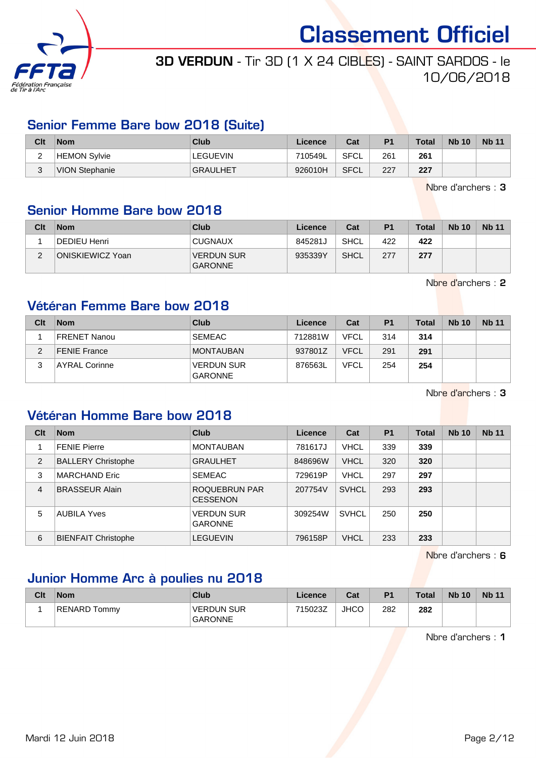# Classement Officiel

**3D VERDUN** - Tir 3D (1 X 24 CIBLES) - SAINT SARDOS - le 10/06/2018

## Senior Femme Bare bow 2018 (Suite)

| Clt | Nom | Club | Licence | Cat | P1 | Total | Nb 10 | Nb 11 |
|---|---|---|---|---|---|---|---|---|
| 2 | HEMON Sylvie | LEGUEVIN | 710549L | SFCL | 261 | **261** | | |
| 3 | VION Stephanie | GRAULHET | 926010H | SFCL | 227 | **227** | | |

Nbre d'archers : **3**

## Senior Homme Bare bow 2018

| Clt | Nom | Club | Licence | Cat | P1 | Total | Nb 10 | Nb 11 |
|---|---|---|---|---|---|---|---|---|
| 1 | DEDIEU Henri | CUGNAUX | 845281J | SHCL | 422 | **422** | | |
| 2 | ONISKIEWICZ Yoan | VERDUN SUR GARONNE | 935339Y | SHCL | 277 | **277** | | |

Nbre d'archers : **2**

## Vétéran Femme Bare bow 2018

| Clt | Nom | Club | Licence | Cat | P1 | Total | Nb 10 | Nb 11 |
|---|---|---|---|---|---|---|---|---|
| 1 | FRENET Nanou | SEMEAC | 712881W | VFCL | 314 | **314** | | |
| 2 | FENIE France | MONTAUBAN | 937801Z | VFCL | 291 | **291** | | |
| 3 | AYRAL Corinne | VERDUN SUR GARONNE | 876563L | VFCL | 254 | **254** | | |

Nbre d'archers : **3**

## Vétéran Homme Bare bow 2018

| Clt | Nom | Club | Licence | Cat | P1 | Total | Nb 10 | Nb 11 |
|---|---|---|---|---|---|---|---|---|
| 1 | FENIE Pierre | MONTAUBAN | 781617J | VHCL | 339 | **339** | | |
| 2 | BALLERY Christophe | GRAULHET | 848696W | VHCL | 320 | **320** | | |
| 3 | MARCHAND Eric | SEMEAC | 729619P | VHCL | 297 | **297** | | |
| 4 | BRASSEUR Alain | ROQUEBRUN PAR CESSENON | 207754V | SVHCL | 293 | **293** | | |
| 5 | AUBILA Yves | VERDUN SUR GARONNE | 309254W | SVHCL | 250 | **250** | | |
| 6 | BIENFAIT Christophe | LEGUEVIN | 796158P | VHCL | 233 | **233** | | |

Nbre d'archers : **6**

## Junior Homme Arc à poulies nu 2018

| Clt | Nom | Club | Licence | Cat | P1 | Total | Nb 10 | Nb 11 |
|---|---|---|---|---|---|---|---|---|
| 1 | RENARD Tommy | VERDUN SUR GARONNE | 715023Z | JHCO | 282 | **282** | | |

Nbre d'archers : **1**

Mardi 12 Juin 2018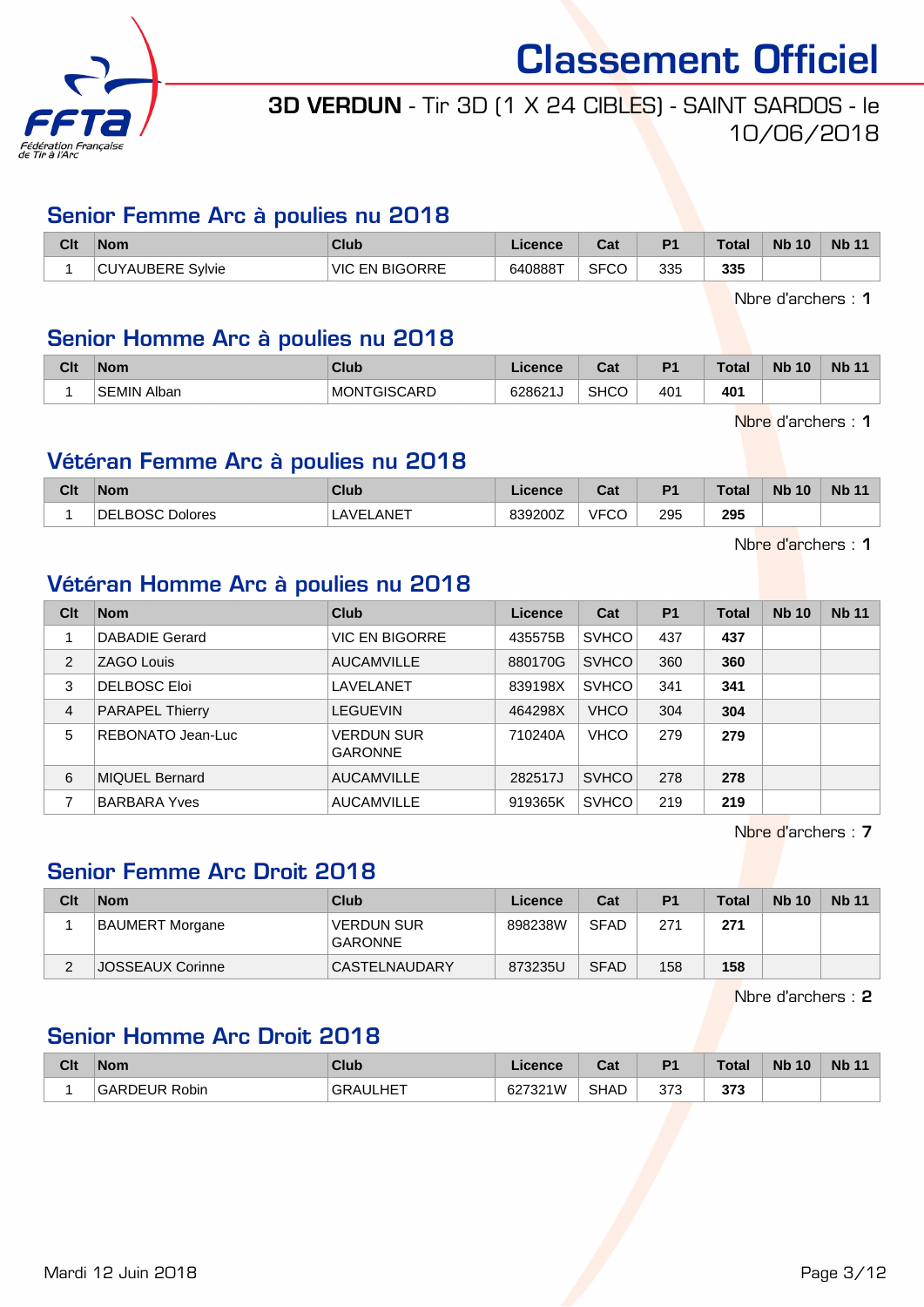# Classement Officiel

**3D VERDUN** - Tir 3D (1 X 24 CIBLES) - SAINT SARDOS - le 10/06/2018

## Senior Femme Arc à poulies nu 2018

| Clt | Nom | Club | Licence | Cat | P1 | Total | Nb 10 | Nb 11 |
|---|---|---|---|---|---|---|---|---|
| 1 | CUYAUBERE Sylvie | VIC EN BIGORRE | 640888T | SFCO | 335 | **335** | | |

Nbre d'archers : **1**

## Senior Homme Arc à poulies nu 2018

| Clt | Nom | Club | Licence | Cat | P1 | Total | Nb 10 | Nb 11 |
|---|---|---|---|---|---|---|---|---|
| 1 | SEMIN Alban | MONTGISCARD | 628621J | SHCO | 401 | **401** | | |

Nbre d'archers : **1**

## Vétéran Femme Arc à poulies nu 2018

| Clt | Nom | Club | Licence | Cat | P1 | Total | Nb 10 | Nb 11 |
|---|---|---|---|---|---|---|---|---|
| 1 | DELBOSC Dolores | LAVELANET | 839200Z | VFCO | 295 | **295** | | |

Nbre d'archers : **1**

## Vétéran Homme Arc à poulies nu 2018

| Clt | Nom | Club | Licence | Cat | P1 | Total | Nb 10 | Nb 11 |
|---|---|---|---|---|---|---|---|---|
| 1 | DABADIE Gerard | VIC EN BIGORRE | 435575B | SVHCO | 437 | **437** | | |
| 2 | ZAGO Louis | AUCAMVILLE | 880170G | SVHCO | 360 | **360** | | |
| 3 | DELBOSC Eloi | LAVELANET | 839198X | SVHCO | 341 | **341** | | |
| 4 | PARAPEL Thierry | LEGUEVIN | 464298X | VHCO | 304 | **304** | | |
| 5 | REBONATO Jean-Luc | VERDUN SUR GARONNE | 710240A | VHCO | 279 | **279** | | |
| 6 | MIQUEL Bernard | AUCAMVILLE | 282517J | SVHCO | 278 | **278** | | |
| 7 | BARBARA Yves | AUCAMVILLE | 919365K | SVHCO | 219 | **219** | | |

Nbre d'archers : **7**

## Senior Femme Arc Droit 2018

| Clt | Nom | Club | Licence | Cat | P1 | Total | Nb 10 | Nb 11 |
|---|---|---|---|---|---|---|---|---|
| 1 | BAUMERT Morgane | VERDUN SUR GARONNE | 898238W | SFAD | 271 | **271** | | |
| 2 | JOSSEAUX Corinne | CASTELNAUDARY | 873235U | SFAD | 158 | **158** | | |

Nbre d'archers : **2**

## Senior Homme Arc Droit 2018

| Clt | Nom | Club | Licence | Cat | P1 | Total | Nb 10 | Nb 11 |
|---|---|---|---|---|---|---|---|---|
| 1 | GARDEUR Robin | GRAULHET | 627321W | SHAD | 373 | **373** | | |

Mardi 12 Juin 2018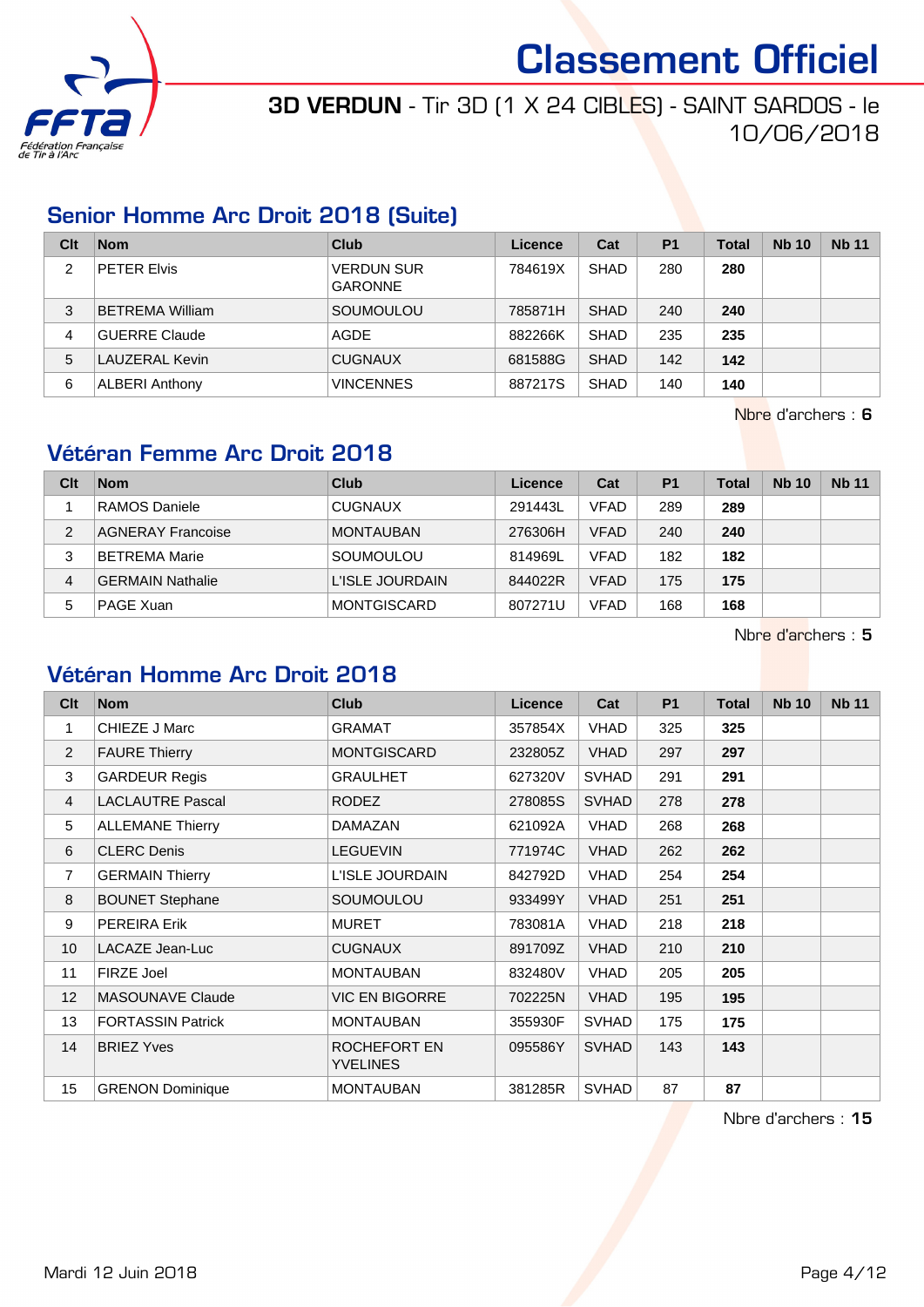# Classement Officiel

**3D VERDUN** - Tir 3D (1 X 24 CIBLES) - SAINT SARDOS - le 10/06/2018

## Senior Homme Arc Droit 2018 (Suite)

| Clt | Nom | Club | Licence | Cat | P1 | Total | Nb 10 | Nb 11 |
|---|---|---|---|---|---|---|---|---|
| 2 | PETER Elvis | VERDUN SUR GARONNE | 784619X | SHAD | 280 | **280** | | |
| 3 | BETREMA William | SOUMOULOU | 785871H | SHAD | 240 | **240** | | |
| 4 | GUERRE Claude | AGDE | 882266K | SHAD | 235 | **235** | | |
| 5 | LAUZERAL Kevin | CUGNAUX | 681588G | SHAD | 142 | **142** | | |
| 6 | ALBERI Anthony | VINCENNES | 887217S | SHAD | 140 | **140** | | |

Nbre d'archers : **6**

## Vétéran Femme Arc Droit 2018

| Clt | Nom | Club | Licence | Cat | P1 | Total | Nb 10 | Nb 11 |
|---|---|---|---|---|---|---|---|---|
| 1 | RAMOS Daniele | CUGNAUX | 291443L | VFAD | 289 | **289** | | |
| 2 | AGNERAY Francoise | MONTAUBAN | 276306H | VFAD | 240 | **240** | | |
| 3 | BETREMA Marie | SOUMOULOU | 814969L | VFAD | 182 | **182** | | |
| 4 | GERMAIN Nathalie | L'ISLE JOURDAIN | 844022R | VFAD | 175 | **175** | | |
| 5 | PAGE Xuan | MONTGISCARD | 807271U | VFAD | 168 | **168** | | |

Nbre d'archers : **5**

## Vétéran Homme Arc Droit 2018

| Clt | Nom | Club | Licence | Cat | P1 | Total | Nb 10 | Nb 11 |
|---|---|---|---|---|---|---|---|---|
| 1 | CHIEZE J Marc | GRAMAT | 357854X | VHAD | 325 | **325** | | |
| 2 | FAURE Thierry | MONTGISCARD | 232805Z | VHAD | 297 | **297** | | |
| 3 | GARDEUR Regis | GRAULHET | 627320V | SVHAD | 291 | **291** | | |
| 4 | LACLAUTRE Pascal | RODEZ | 278085S | SVHAD | 278 | **278** | | |
| 5 | ALLEMANE Thierry | DAMAZAN | 621092A | VHAD | 268 | **268** | | |
| 6 | CLERC Denis | LEGUEVIN | 771974C | VHAD | 262 | **262** | | |
| 7 | GERMAIN Thierry | L'ISLE JOURDAIN | 842792D | VHAD | 254 | **254** | | |
| 8 | BOUNET Stephane | SOUMOULOU | 933499Y | VHAD | 251 | **251** | | |
| 9 | PEREIRA Erik | MURET | 783081A | VHAD | 218 | **218** | | |
| 10 | LACAZE Jean-Luc | CUGNAUX | 891709Z | VHAD | 210 | **210** | | |
| 11 | FIRZE Joel | MONTAUBAN | 832480V | VHAD | 205 | **205** | | |
| 12 | MASOUNAVE Claude | VIC EN BIGORRE | 702225N | VHAD | 195 | **195** | | |
| 13 | FORTASSIN Patrick | MONTAUBAN | 355930F | SVHAD | 175 | **175** | | |
| 14 | BRIEZ Yves | ROCHEFORT EN YVELINES | 095586Y | SVHAD | 143 | **143** | | |
| 15 | GRENON Dominique | MONTAUBAN | 381285R | SVHAD | 87 | **87** | | |

Nbre d'archers : **15**

Mardi 12 Juin 2018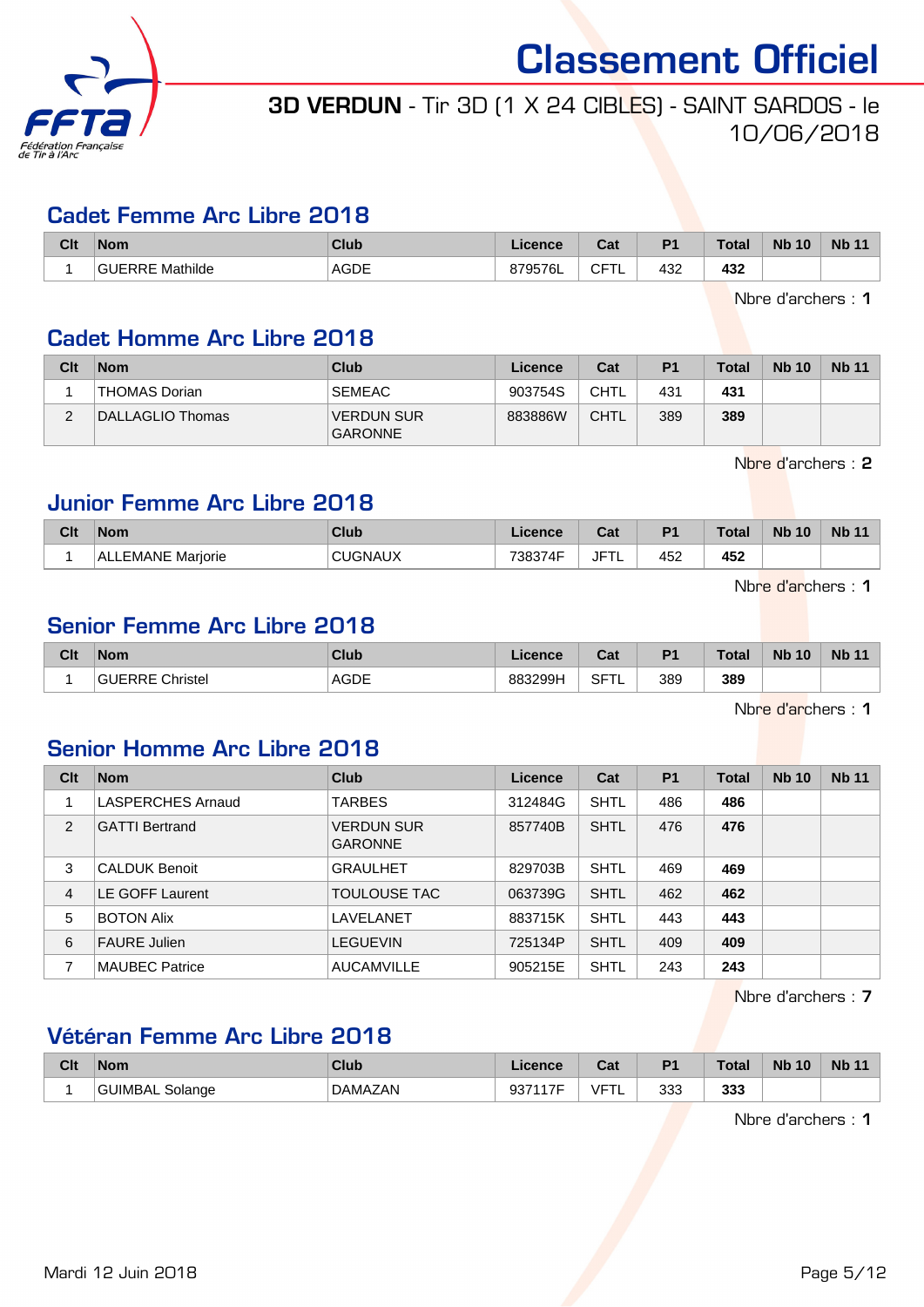# Classement Officiel

**3D VERDUN** - Tir 3D (1 X 24 CIBLES) - SAINT SARDOS - le 10/06/2018

## Cadet Femme Arc Libre 2018

| Clt | Nom | Club | Licence | Cat | P1 | Total | Nb 10 | Nb 11 |
|---|---|---|---|---|---|---|---|---|
| 1 | GUERRE Mathilde | AGDE | 879576L | CFTL | 432 | **432** | | |

Nbre d'archers : **1**

## Cadet Homme Arc Libre 2018

| Clt | Nom | Club | Licence | Cat | P1 | Total | Nb 10 | Nb 11 |
|---|---|---|---|---|---|---|---|---|
| 1 | THOMAS Dorian | SEMEAC | 903754S | CHTL | 431 | **431** | | |
| 2 | DALLAGLIO Thomas | VERDUN SUR GARONNE | 883886W | CHTL | 389 | **389** | | |

Nbre d'archers : **2**

## Junior Femme Arc Libre 2018

| Clt | Nom | Club | Licence | Cat | P1 | Total | Nb 10 | Nb 11 |
|---|---|---|---|---|---|---|---|---|
| 1 | ALLEMANE Marjorie | CUGNAUX | 738374F | JFTL | 452 | **452** | | |

Nbre d'archers : **1**

## Senior Femme Arc Libre 2018

| Clt | Nom | Club | Licence | Cat | P1 | Total | Nb 10 | Nb 11 |
|---|---|---|---|---|---|---|---|---|
| 1 | GUERRE Christel | AGDE | 883299H | SFTL | 389 | **389** | | |

Nbre d'archers : **1**

## Senior Homme Arc Libre 2018

| Clt | Nom | Club | Licence | Cat | P1 | Total | Nb 10 | Nb 11 |
|---|---|---|---|---|---|---|---|---|
| 1 | LASPERCHES Arnaud | TARBES | 312484G | SHTL | 486 | **486** | | |
| 2 | GATTI Bertrand | VERDUN SUR GARONNE | 857740B | SHTL | 476 | **476** | | |
| 3 | CALDUK Benoit | GRAULHET | 829703B | SHTL | 469 | **469** | | |
| 4 | LE GOFF Laurent | TOULOUSE TAC | 063739G | SHTL | 462 | **462** | | |
| 5 | BOTON Alix | LAVELANET | 883715K | SHTL | 443 | **443** | | |
| 6 | FAURE Julien | LEGUEVIN | 725134P | SHTL | 409 | **409** | | |
| 7 | MAUBEC Patrice | AUCAMVILLE | 905215E | SHTL | 243 | **243** | | |

Nbre d'archers : **7**

## Vétéran Femme Arc Libre 2018

| Clt | Nom | Club | Licence | Cat | P1 | Total | Nb 10 | Nb 11 |
|---|---|---|---|---|---|---|---|---|
| 1 | GUIMBAL Solange | DAMAZAN | 937117F | VFTL | 333 | **333** | | |

Nbre d'archers : **1**

Mardi 12 Juin 2018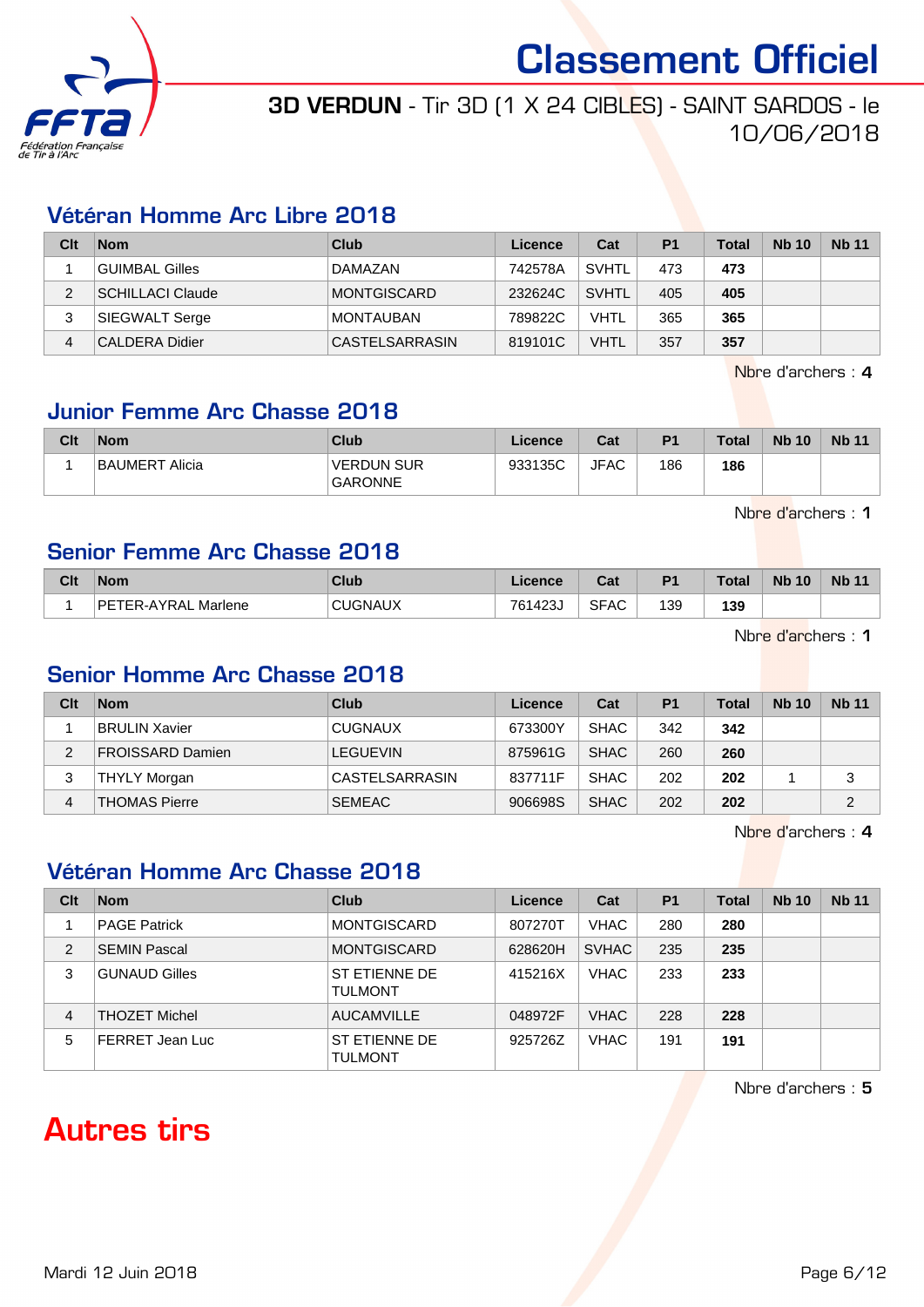# Classement Officiel

**3D VERDUN** - Tir 3D (1 X 24 CIBLES) - SAINT SARDOS - le 10/06/2018

## Vétéran Homme Arc Libre 2018

| Clt | Nom | Club | Licence | Cat | P1 | Total | Nb 10 | Nb 11 |
|---|---|---|---|---|---|---|---|---|
| 1 | GUIMBAL Gilles | DAMAZAN | 742578A | SVHTL | 473 | **473** | | |
| 2 | SCHILLACI Claude | MONTGISCARD | 232624C | SVHTL | 405 | **405** | | |
| 3 | SIEGWALT Serge | MONTAUBAN | 789822C | VHTL | 365 | **365** | | |
| 4 | CALDERA Didier | CASTELSARRASIN | 819101C | VHTL | 357 | **357** | | |

Nbre d'archers : **4**

## Junior Femme Arc Chasse 2018

| Clt | Nom | Club | Licence | Cat | P1 | Total | Nb 10 | Nb 11 |
|---|---|---|---|---|---|---|---|---|
| 1 | BAUMERT Alicia | VERDUN SUR GARONNE | 933135C | JFAC | 186 | **186** | | |

Nbre d'archers : **1**

## Senior Femme Arc Chasse 2018

| Clt | Nom | Club | Licence | Cat | P1 | Total | Nb 10 | Nb 11 |
|---|---|---|---|---|---|---|---|---|
| 1 | PETER-AYRAL Marlene | CUGNAUX | 761423J | SFAC | 139 | **139** | | |

Nbre d'archers : **1**

## Senior Homme Arc Chasse 2018

| Clt | Nom | Club | Licence | Cat | P1 | Total | Nb 10 | Nb 11 |
|---|---|---|---|---|---|---|---|---|
| 1 | BRULIN Xavier | CUGNAUX | 673300Y | SHAC | 342 | **342** | | |
| 2 | FROISSARD Damien | LEGUEVIN | 875961G | SHAC | 260 | **260** | | |
| 3 | THYLY Morgan | CASTELSARRASIN | 837711F | SHAC | 202 | **202** | 1 | 3 |
| 4 | THOMAS Pierre | SEMEAC | 906698S | SHAC | 202 | **202** | | 2 |

Nbre d'archers : **4**

## Vétéran Homme Arc Chasse 2018

| Clt | Nom | Club | Licence | Cat | P1 | Total | Nb 10 | Nb 11 |
|---|---|---|---|---|---|---|---|---|
| 1 | PAGE Patrick | MONTGISCARD | 807270T | VHAC | 280 | **280** | | |
| 2 | SEMIN Pascal | MONTGISCARD | 628620H | SVHAC | 235 | **235** | | |
| 3 | GUNAUD Gilles | ST ETIENNE DE TULMONT | 415216X | VHAC | 233 | **233** | | |
| 4 | THOZET Michel | AUCAMVILLE | 048972F | VHAC | 228 | **228** | | |
| 5 | FERRET Jean Luc | ST ETIENNE DE TULMONT | 925726Z | VHAC | 191 | **191** | | |

Nbre d'archers : **5**

# Autres tirs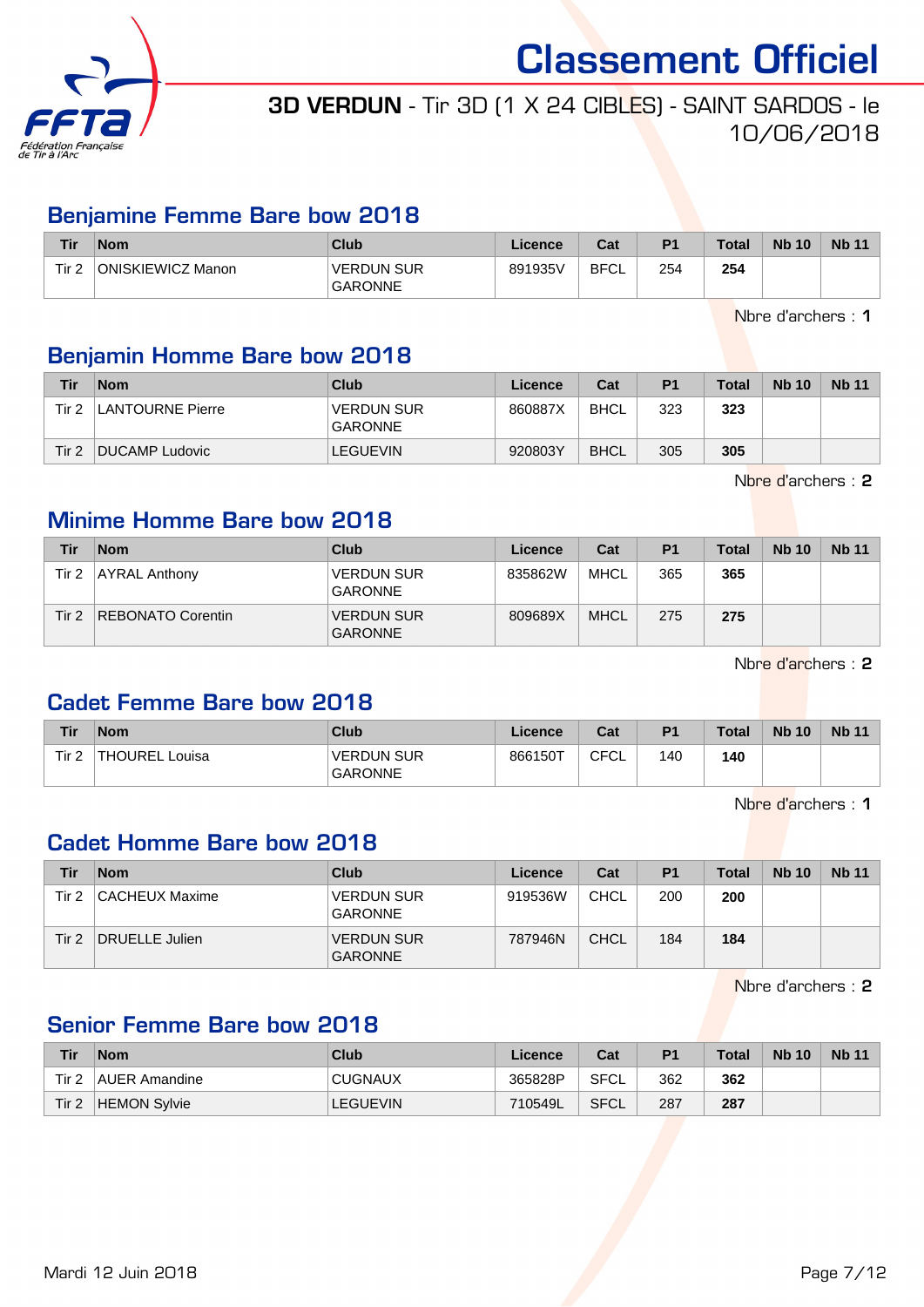# Classement Officiel

**3D VERDUN** - Tir 3D (1 X 24 CIBLES) - SAINT SARDOS - le 10/06/2018

## Benjamine Femme Bare bow 2018

| Tir | Nom | Club | Licence | Cat | P1 | Total | Nb 10 | Nb 11 |
|---|---|---|---|---|---|---|---|---|
| Tir 2 | ONISKIEWICZ Manon | VERDUN SUR GARONNE | 891935V | BFCL | 254 | **254** | | |

Nbre d'archers : **1**

## Benjamin Homme Bare bow 2018

| Tir | Nom | Club | Licence | Cat | P1 | Total | Nb 10 | Nb 11 |
|---|---|---|---|---|---|---|---|---|
| Tir 2 | LANTOURNE Pierre | VERDUN SUR GARONNE | 860887X | BHCL | 323 | **323** | | |
| Tir 2 | DUCAMP Ludovic | LEGUEVIN | 920803Y | BHCL | 305 | **305** | | |

Nbre d'archers : **2**

## Minime Homme Bare bow 2018

| Tir | Nom | Club | Licence | Cat | P1 | Total | Nb 10 | Nb 11 |
|---|---|---|---|---|---|---|---|---|
| Tir 2 | AYRAL Anthony | VERDUN SUR GARONNE | 835862W | MHCL | 365 | **365** | | |
| Tir 2 | REBONATO Corentin | VERDUN SUR GARONNE | 809689X | MHCL | 275 | **275** | | |

Nbre d'archers : **2**

## Cadet Femme Bare bow 2018

| Tir | Nom | Club | Licence | Cat | P1 | Total | Nb 10 | Nb 11 |
|---|---|---|---|---|---|---|---|---|
| Tir 2 | THOUREL Louisa | VERDUN SUR GARONNE | 866150T | CFCL | 140 | **140** | | |

Nbre d'archers : **1**

## Cadet Homme Bare bow 2018

| Tir | Nom | Club | Licence | Cat | P1 | Total | Nb 10 | Nb 11 |
|---|---|---|---|---|---|---|---|---|
| Tir 2 | CACHEUX Maxime | VERDUN SUR GARONNE | 919536W | CHCL | 200 | **200** | | |
| Tir 2 | DRUELLE Julien | VERDUN SUR GARONNE | 787946N | CHCL | 184 | **184** | | |

Nbre d'archers : **2**

## Senior Femme Bare bow 2018

| Tir | Nom | Club | Licence | Cat | P1 | Total | Nb 10 | Nb 11 |
|---|---|---|---|---|---|---|---|---|
| Tir 2 | AUER Amandine | CUGNAUX | 365828P | SFCL | 362 | **362** | | |
| Tir 2 | HEMON Sylvie | LEGUEVIN | 710549L | SFCL | 287 | **287** | | |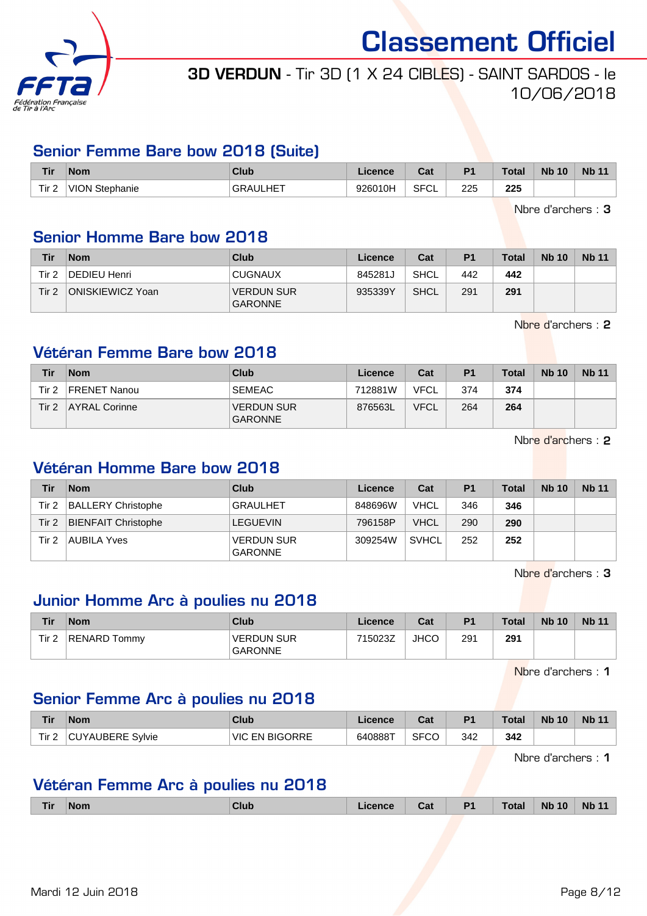# Classement Officiel

**3D VERDUN** - Tir 3D (1 X 24 CIBLES) - SAINT SARDOS - le 10/06/2018

## Senior Femme Bare bow 2018 (Suite)

| Tir | Nom | Club | Licence | Cat | P1 | Total | Nb 10 | Nb 11 |
|---|---|---|---|---|---|---|---|---|
| Tir 2 | VION Stephanie | GRAULHET | 926010H | SFCL | 225 | **225** | | |

Nbre d'archers : **3**

## Senior Homme Bare bow 2018

| Tir | Nom | Club | Licence | Cat | P1 | Total | Nb 10 | Nb 11 |
|---|---|---|---|---|---|---|---|---|
| Tir 2 | DEDIEU Henri | CUGNAUX | 845281J | SHCL | 442 | **442** | | |
| Tir 2 | ONISKIEWICZ Yoan | VERDUN SUR GARONNE | 935339Y | SHCL | 291 | **291** | | |

Nbre d'archers : **2**

## Vétéran Femme Bare bow 2018

| Tir | Nom | Club | Licence | Cat | P1 | Total | Nb 10 | Nb 11 |
|---|---|---|---|---|---|---|---|---|
| Tir 2 | FRENET Nanou | SEMEAC | 712881W | VFCL | 374 | **374** | | |
| Tir 2 | AYRAL Corinne | VERDUN SUR GARONNE | 876563L | VFCL | 264 | **264** | | |

Nbre d'archers : **2**

## Vétéran Homme Bare bow 2018

| Tir | Nom | Club | Licence | Cat | P1 | Total | Nb 10 | Nb 11 |
|---|---|---|---|---|---|---|---|---|
| Tir 2 | BALLERY Christophe | GRAULHET | 848696W | VHCL | 346 | **346** | | |
| Tir 2 | BIENFAIT Christophe | LEGUEVIN | 796158P | VHCL | 290 | **290** | | |
| Tir 2 | AUBILA Yves | VERDUN SUR GARONNE | 309254W | SVHCL | 252 | **252** | | |

Nbre d'archers : **3**

## Junior Homme Arc à poulies nu 2018

| Tir | Nom | Club | Licence | Cat | P1 | Total | Nb 10 | Nb 11 |
|---|---|---|---|---|---|---|---|---|
| Tir 2 | RENARD Tommy | VERDUN SUR GARONNE | 715023Z | JHCO | 291 | **291** | | |

Nbre d'archers : **1**

## Senior Femme Arc à poulies nu 2018

| Tir | Nom | Club | Licence | Cat | P1 | Total | Nb 10 | Nb 11 |
|---|---|---|---|---|---|---|---|---|
| Tir 2 | CUYAUBERE Sylvie | VIC EN BIGORRE | 640888T | SFCO | 342 | **342** | | |

Nbre d'archers : **1**

## Vétéran Femme Arc à poulies nu 2018

| Tir | Nom | Club | Licence | Cat | P1 | Total | Nb 10 | Nb 11 |
|---|---|---|---|---|---|---|---|---|

Mardi 12 Juin 2018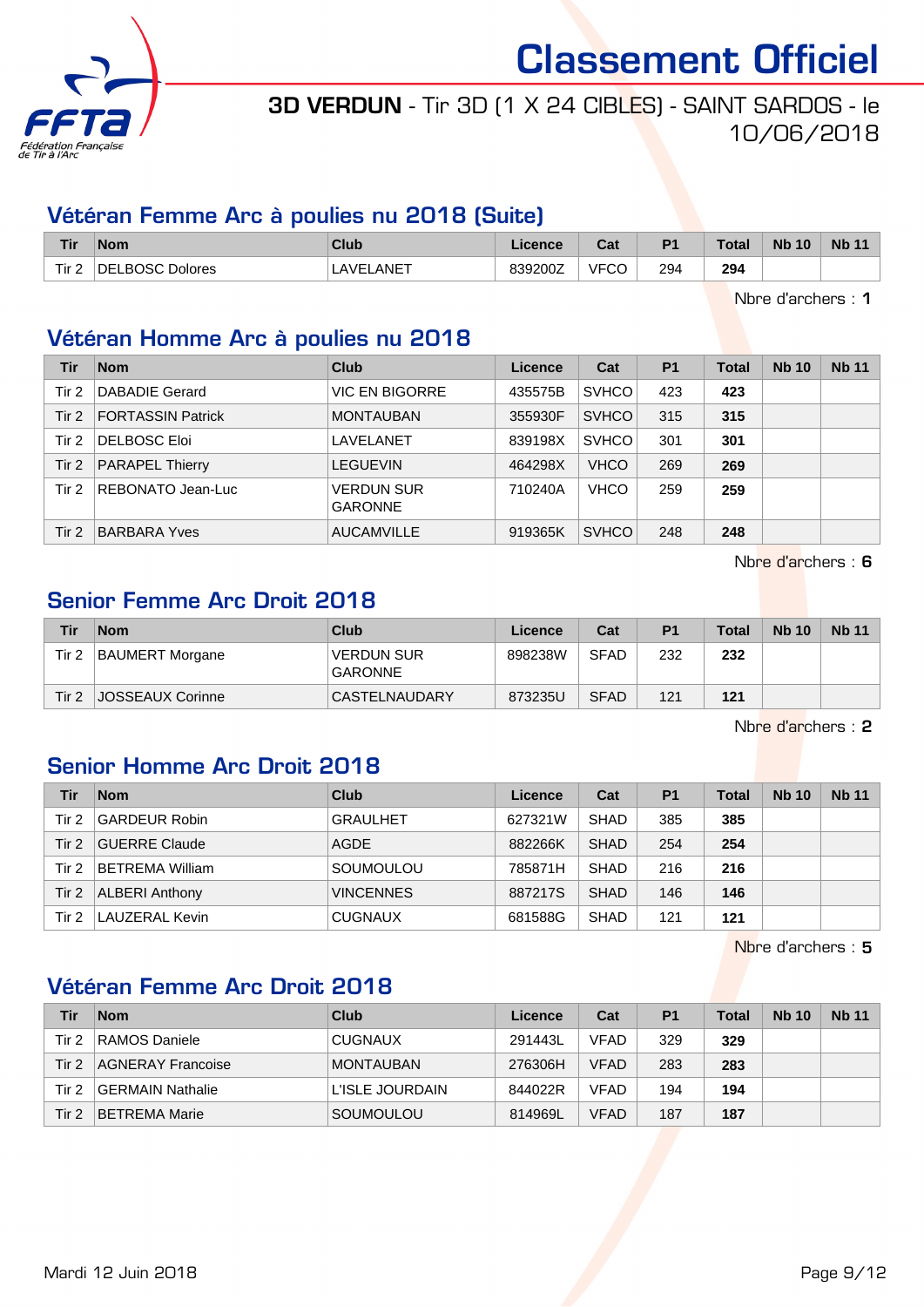# Classement Officiel

**3D VERDUN** - Tir 3D (1 X 24 CIBLES) - SAINT SARDOS - le 10/06/2018

## Vétéran Femme Arc à poulies nu 2018 (Suite)

| Tir | Nom | Club | Licence | Cat | P1 | Total | Nb 10 | Nb 11 |
|---|---|---|---|---|---|---|---|---|
| Tir 2 | DELBOSC Dolores | LAVELANET | 839200Z | VFCO | 294 | **294** | | |

Nbre d'archers : **1**

## Vétéran Homme Arc à poulies nu 2018

| Tir | Nom | Club | Licence | Cat | P1 | Total | Nb 10 | Nb 11 |
|---|---|---|---|---|---|---|---|---|
| Tir 2 | DABADIE Gerard | VIC EN BIGORRE | 435575B | SVHCO | 423 | **423** | | |
| Tir 2 | FORTASSIN Patrick | MONTAUBAN | 355930F | SVHCO | 315 | **315** | | |
| Tir 2 | DELBOSC Eloi | LAVELANET | 839198X | SVHCO | 301 | **301** | | |
| Tir 2 | PARAPEL Thierry | LEGUEVIN | 464298X | VHCO | 269 | **269** | | |
| Tir 2 | REBONATO Jean-Luc | VERDUN SUR GARONNE | 710240A | VHCO | 259 | **259** | | |
| Tir 2 | BARBARA Yves | AUCAMVILLE | 919365K | SVHCO | 248 | **248** | | |

Nbre d'archers : **6**

## Senior Femme Arc Droit 2018

| Tir | Nom | Club | Licence | Cat | P1 | Total | Nb 10 | Nb 11 |
|---|---|---|---|---|---|---|---|---|
| Tir 2 | BAUMERT Morgane | VERDUN SUR GARONNE | 898238W | SFAD | 232 | **232** | | |
| Tir 2 | JOSSEAUX Corinne | CASTELNAUDARY | 873235U | SFAD | 121 | **121** | | |

Nbre d'archers : **2**

## Senior Homme Arc Droit 2018

| Tir | Nom | Club | Licence | Cat | P1 | Total | Nb 10 | Nb 11 |
|---|---|---|---|---|---|---|---|---|
| Tir 2 | GARDEUR Robin | GRAULHET | 627321W | SHAD | 385 | **385** | | |
| Tir 2 | GUERRE Claude | AGDE | 882266K | SHAD | 254 | **254** | | |
| Tir 2 | BETREMA William | SOUMOULOU | 785871H | SHAD | 216 | **216** | | |
| Tir 2 | ALBERI Anthony | VINCENNES | 887217S | SHAD | 146 | **146** | | |
| Tir 2 | LAUZERAL Kevin | CUGNAUX | 681588G | SHAD | 121 | **121** | | |

Nbre d'archers : **5**

## Vétéran Femme Arc Droit 2018

| Tir | Nom | Club | Licence | Cat | P1 | Total | Nb 10 | Nb 11 |
|---|---|---|---|---|---|---|---|---|
| Tir 2 | RAMOS Daniele | CUGNAUX | 291443L | VFAD | 329 | **329** | | |
| Tir 2 | AGNERAY Francoise | MONTAUBAN | 276306H | VFAD | 283 | **283** | | |
| Tir 2 | GERMAIN Nathalie | L'ISLE JOURDAIN | 844022R | VFAD | 194 | **194** | | |
| Tir 2 | BETREMA Marie | SOUMOULOU | 814969L | VFAD | 187 | **187** | | |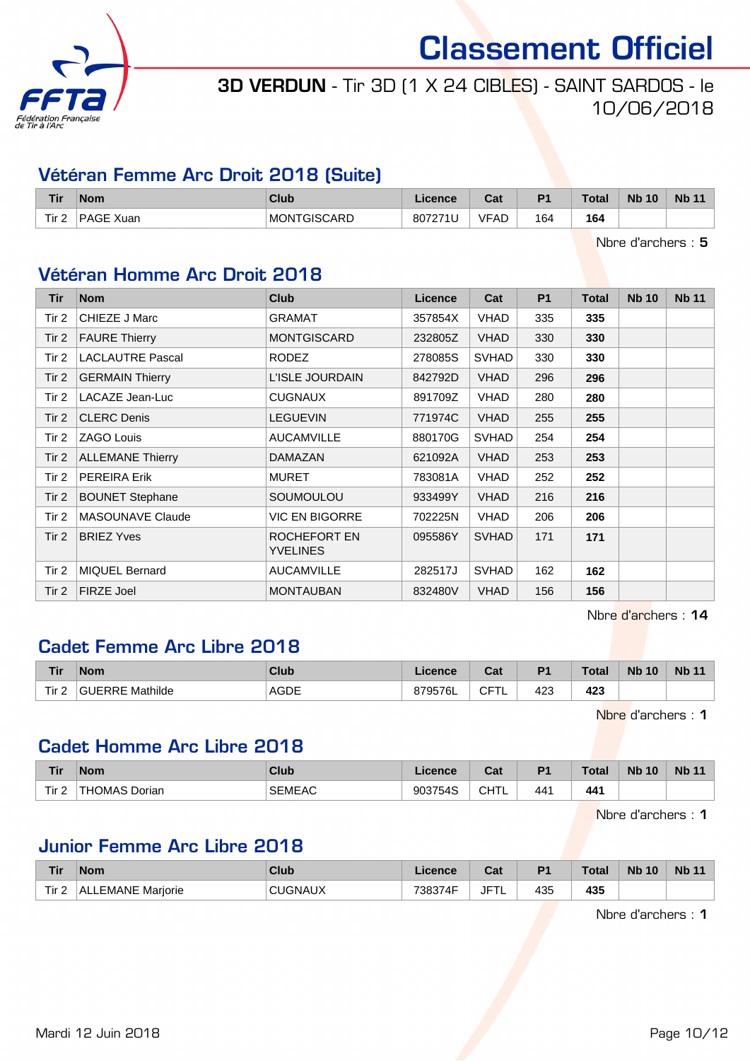# Classement Officiel

**3D VERDUN** - Tir 3D (1 X 24 CIBLES) - SAINT SARDOS - le 10/06/2018

## Vétéran Femme Arc Droit 2018 (Suite)

| Tir | Nom | Club | Licence | Cat | P1 | Total | Nb 10 | Nb 11 |
|---|---|---|---|---|---|---|---|---|
| Tir 2 | PAGE Xuan | MONTGISCARD | 807271U | VFAD | 164 | **164** | | |

Nbre d'archers : **5**

## Vétéran Homme Arc Droit 2018

| Tir | Nom | Club | Licence | Cat | P1 | Total | Nb 10 | Nb 11 |
|---|---|---|---|---|---|---|---|---|
| Tir 2 | CHIEZE J Marc | GRAMAT | 357854X | VHAD | 335 | **335** | | |
| Tir 2 | FAURE Thierry | MONTGISCARD | 232805Z | VHAD | 330 | **330** | | |
| Tir 2 | LACLAUTRE Pascal | RODEZ | 278085S | SVHAD | 330 | **330** | | |
| Tir 2 | GERMAIN Thierry | L'ISLE JOURDAIN | 842792D | VHAD | 296 | **296** | | |
| Tir 2 | LACAZE Jean-Luc | CUGNAUX | 891709Z | VHAD | 280 | **280** | | |
| Tir 2 | CLERC Denis | LEGUEVIN | 771974C | VHAD | 255 | **255** | | |
| Tir 2 | ZAGO Louis | AUCAMVILLE | 880170G | SVHAD | 254 | **254** | | |
| Tir 2 | ALLEMANE Thierry | DAMAZAN | 621092A | VHAD | 253 | **253** | | |
| Tir 2 | PEREIRA Erik | MURET | 783081A | VHAD | 252 | **252** | | |
| Tir 2 | BOUNET Stephane | SOUMOULOU | 933499Y | VHAD | 216 | **216** | | |
| Tir 2 | MASOUNAVE Claude | VIC EN BIGORRE | 702225N | VHAD | 206 | **206** | | |
| Tir 2 | BRIEZ Yves | ROCHEFORT EN YVELINES | 095586Y | SVHAD | 171 | **171** | | |
| Tir 2 | MIQUEL Bernard | AUCAMVILLE | 282517J | SVHAD | 162 | **162** | | |
| Tir 2 | FIRZE Joel | MONTAUBAN | 832480V | VHAD | 156 | **156** | | |

Nbre d'archers : **14**

## Cadet Femme Arc Libre 2018

| Tir | Nom | Club | Licence | Cat | P1 | Total | Nb 10 | Nb 11 |
|---|---|---|---|---|---|---|---|---|
| Tir 2 | GUERRE Mathilde | AGDE | 879576L | CFTL | 423 | **423** | | |

Nbre d'archers : **1**

## Cadet Homme Arc Libre 2018

| Tir | Nom | Club | Licence | Cat | P1 | Total | Nb 10 | Nb 11 |
|---|---|---|---|---|---|---|---|---|
| Tir 2 | THOMAS Dorian | SEMEAC | 903754S | CHTL | 441 | **441** | | |

Nbre d'archers : **1**

## Junior Femme Arc Libre 2018

| Tir | Nom | Club | Licence | Cat | P1 | Total | Nb 10 | Nb 11 |
|---|---|---|---|---|---|---|---|---|
| Tir 2 | ALLEMANE Marjorie | CUGNAUX | 738374F | JFTL | 435 | **435** | | |

Nbre d'archers : **1**

Mardi 12 Juin 2018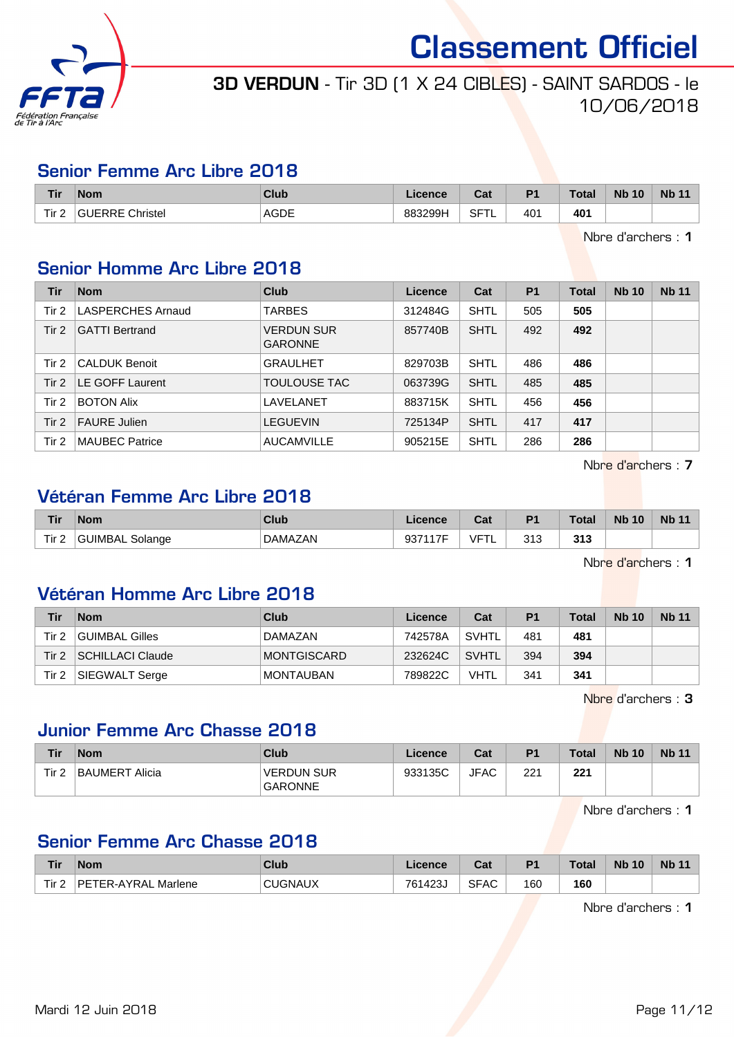# Classement Officiel

## 3D VERDUN - Tir 3D (1 X 24 CIBLES) - SAINT SARDOS - le 10/06/2018

### Senior Femme Arc Libre 2018

| Tir | Nom | Club | Licence | Cat | P1 | Total | Nb 10 | Nb 11 |
|---|---|---|---|---|---|---|---|---|
| Tir 2 | GUERRE Christel | AGDE | 883299H | SFTL | 401 | **401** | | |

Nbre d'archers : **1**

### Senior Homme Arc Libre 2018

| Tir | Nom | Club | Licence | Cat | P1 | Total | Nb 10 | Nb 11 |
|---|---|---|---|---|---|---|---|---|
| Tir 2 | LASPERCHES Arnaud | TARBES | 312484G | SHTL | 505 | **505** | | |
| Tir 2 | GATTI Bertrand | VERDUN SUR GARONNE | 857740B | SHTL | 492 | **492** | | |
| Tir 2 | CALDUK Benoit | GRAULHET | 829703B | SHTL | 486 | **486** | | |
| Tir 2 | LE GOFF Laurent | TOULOUSE TAC | 063739G | SHTL | 485 | **485** | | |
| Tir 2 | BOTON Alix | LAVELANET | 883715K | SHTL | 456 | **456** | | |
| Tir 2 | FAURE Julien | LEGUEVIN | 725134P | SHTL | 417 | **417** | | |
| Tir 2 | MAUBEC Patrice | AUCAMVILLE | 905215E | SHTL | 286 | **286** | | |

Nbre d'archers : **7**

### Vétéran Femme Arc Libre 2018

| Tir | Nom | Club | Licence | Cat | P1 | Total | Nb 10 | Nb 11 |
|---|---|---|---|---|---|---|---|---|
| Tir 2 | GUIMBAL Solange | DAMAZAN | 937117F | VFTL | 313 | **313** | | |

Nbre d'archers : **1**

### Vétéran Homme Arc Libre 2018

| Tir | Nom | Club | Licence | Cat | P1 | Total | Nb 10 | Nb 11 |
|---|---|---|---|---|---|---|---|---|
| Tir 2 | GUIMBAL Gilles | DAMAZAN | 742578A | SVHTL | 481 | **481** | | |
| Tir 2 | SCHILLACI Claude | MONTGISCARD | 232624C | SVHTL | 394 | **394** | | |
| Tir 2 | SIEGWALT Serge | MONTAUBAN | 789822C | VHTL | 341 | **341** | | |

Nbre d'archers : **3**

### Junior Femme Arc Chasse 2018

| Tir | Nom | Club | Licence | Cat | P1 | Total | Nb 10 | Nb 11 |
|---|---|---|---|---|---|---|---|---|
| Tir 2 | BAUMERT Alicia | VERDUN SUR GARONNE | 933135C | JFAC | 221 | **221** | | |

Nbre d'archers : **1**

### Senior Femme Arc Chasse 2018

| Tir | Nom | Club | Licence | Cat | P1 | Total | Nb 10 | Nb 11 |
|---|---|---|---|---|---|---|---|---|
| Tir 2 | PETER-AYRAL Marlene | CUGNAUX | 761423J | SFAC | 160 | **160** | | |

Nbre d'archers : **1**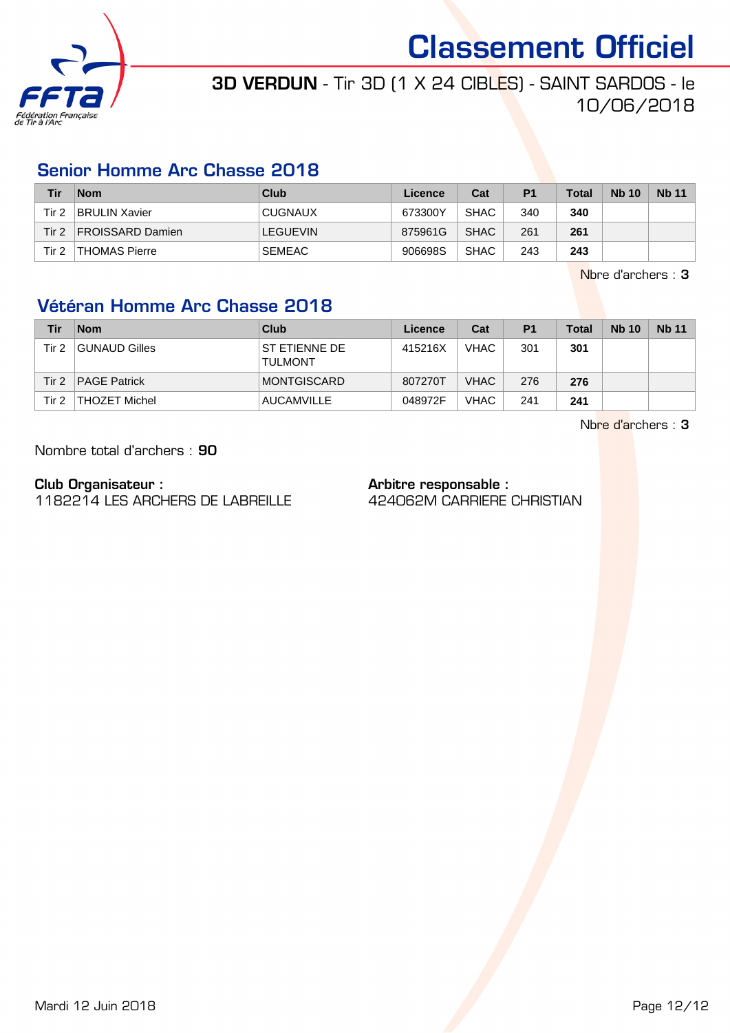# Classement Officiel

**3D VERDUN** - Tir 3D (1 X 24 CIBLES) - SAINT SARDOS - le 10/06/2018

## Senior Homme Arc Chasse 2018

| Tir | Nom | Club | Licence | Cat | P1 | Total | Nb 10 | Nb 11 |
|---|---|---|---|---|---|---|---|---|
| Tir 2 | BRULIN Xavier | CUGNAUX | 673300Y | SHAC | 340 | **340** | | |
| Tir 2 | FROISSARD Damien | LEGUEVIN | 875961G | SHAC | 261 | **261** | | |
| Tir 2 | THOMAS Pierre | SEMEAC | 906698S | SHAC | 243 | **243** | | |

Nbre d'archers : **3**

## Vétéran Homme Arc Chasse 2018

| Tir | Nom | Club | Licence | Cat | P1 | Total | Nb 10 | Nb 11 |
|---|---|---|---|---|---|---|---|---|
| Tir 2 | GUNAUD Gilles | ST ETIENNE DE TULMONT | 415216X | VHAC | 301 | **301** | | |
| Tir 2 | PAGE Patrick | MONTGISCARD | 807270T | VHAC | 276 | **276** | | |
| Tir 2 | THOZET Michel | AUCAMVILLE | 048972F | VHAC | 241 | **241** | | |

Nbre d'archers : **3**

Nombre total d'archers : **90**

**Club Organisateur :**
1182214 LES ARCHERS DE LABREILLE

**Arbitre responsable :**
424062M CARRIERE CHRISTIAN

Mardi 12 Juin 2018